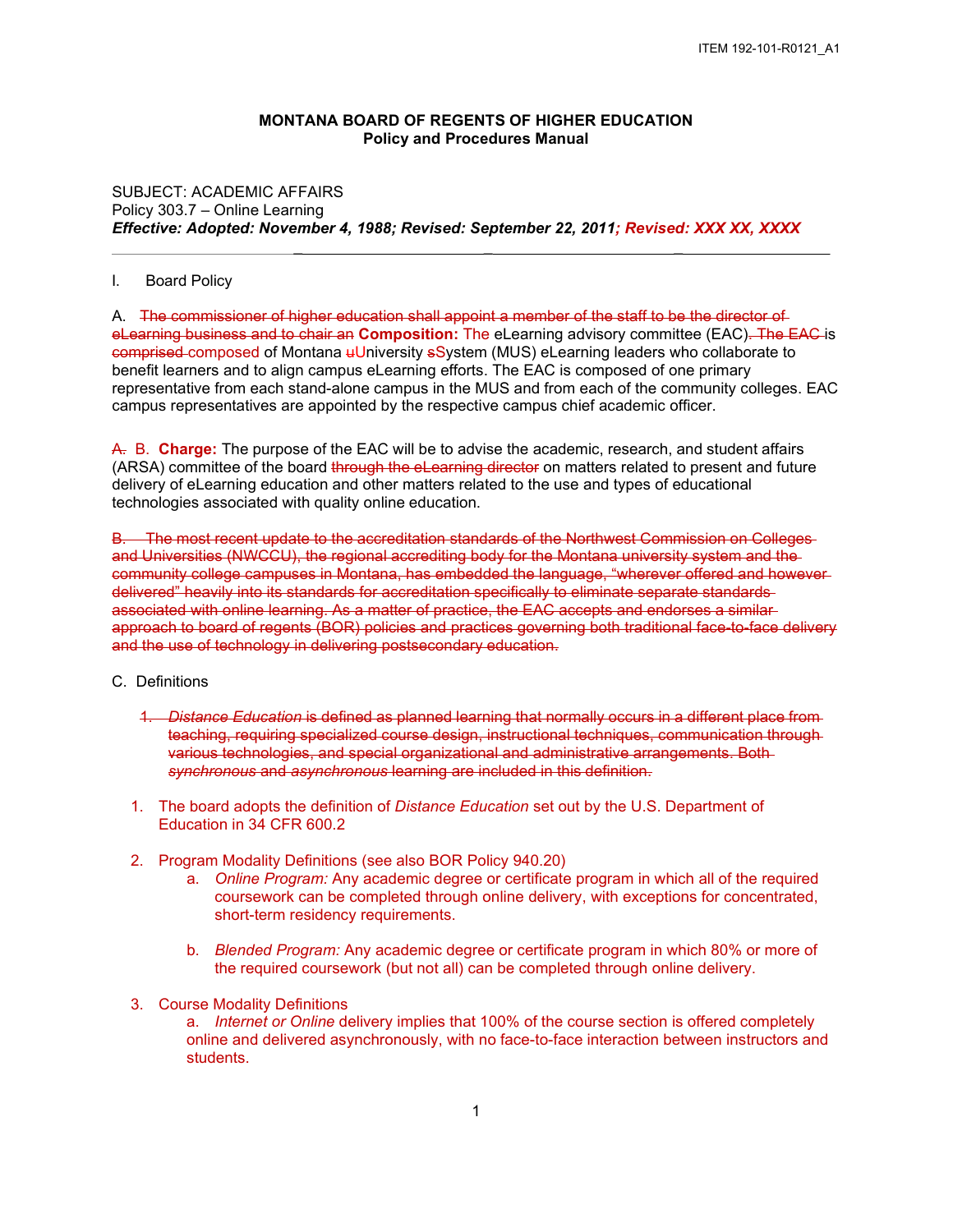**MONTANA BOARD OF REGENTS OF HIGHER EDUCATION**
**Policy and Procedures Manual**

SUBJECT: ACADEMIC AFFAIRS
Policy 303.7 – Online Learning
***Effective: Adopted: November 4, 1988; Revised: September 22, 2011; Revised: XXX XX, XXXX***

---

I. Board Policy

A. ~~The commissioner of higher education shall appoint a member of the staff to be the director of eLearning business and to chair an~~ **Composition:** The eLearning advisory committee (EAC)~~. The EAC~~ is ~~comprised~~ composed of Montana ~~u~~University ~~s~~System (MUS) eLearning leaders who collaborate to benefit learners and to align campus eLearning efforts. The EAC is composed of one primary representative from each stand-alone campus in the MUS and from each of the community colleges. EAC campus representatives are appointed by the respective campus chief academic officer.

~~A.~~ B. **Charge:** The purpose of the EAC will be to advise the academic, research, and student affairs (ARSA) committee of the board ~~through the eLearning director~~ on matters related to present and future delivery of eLearning education and other matters related to the use and types of educational technologies associated with quality online education.

~~B. The most recent update to the accreditation standards of the Northwest Commission on Colleges and Universities (NWCCU), the regional accrediting body for the Montana university system and the community college campuses in Montana, has embedded the language, "wherever offered and however delivered" heavily into its standards for accreditation specifically to eliminate separate standards associated with online learning. As a matter of practice, the EAC accepts and endorses a similar approach to board of regents (BOR) policies and practices governing both traditional face-to-face delivery and the use of technology in delivering postsecondary education.~~

C. Definitions

~~1. *Distance Education* is defined as planned learning that normally occurs in a different place from teaching, requiring specialized course design, instructional techniques, communication through various technologies, and special organizational and administrative arrangements. Both *synchronous* and *asynchronous* learning are included in this definition.~~

1. The board adopts the definition of *Distance Education* set out by the U.S. Department of Education in 34 CFR 600.2

2. Program Modality Definitions (see also BOR Policy 940.20)
   a. *Online Program:* Any academic degree or certificate program in which all of the required coursework can be completed through online delivery, with exceptions for concentrated, short-term residency requirements.

   b. *Blended Program:* Any academic degree or certificate program in which 80% or more of the required coursework (but not all) can be completed through online delivery.

3. Course Modality Definitions
   a. *Internet or Online* delivery implies that 100% of the course section is offered completely online and delivered asynchronously, with no face-to-face interaction between instructors and students.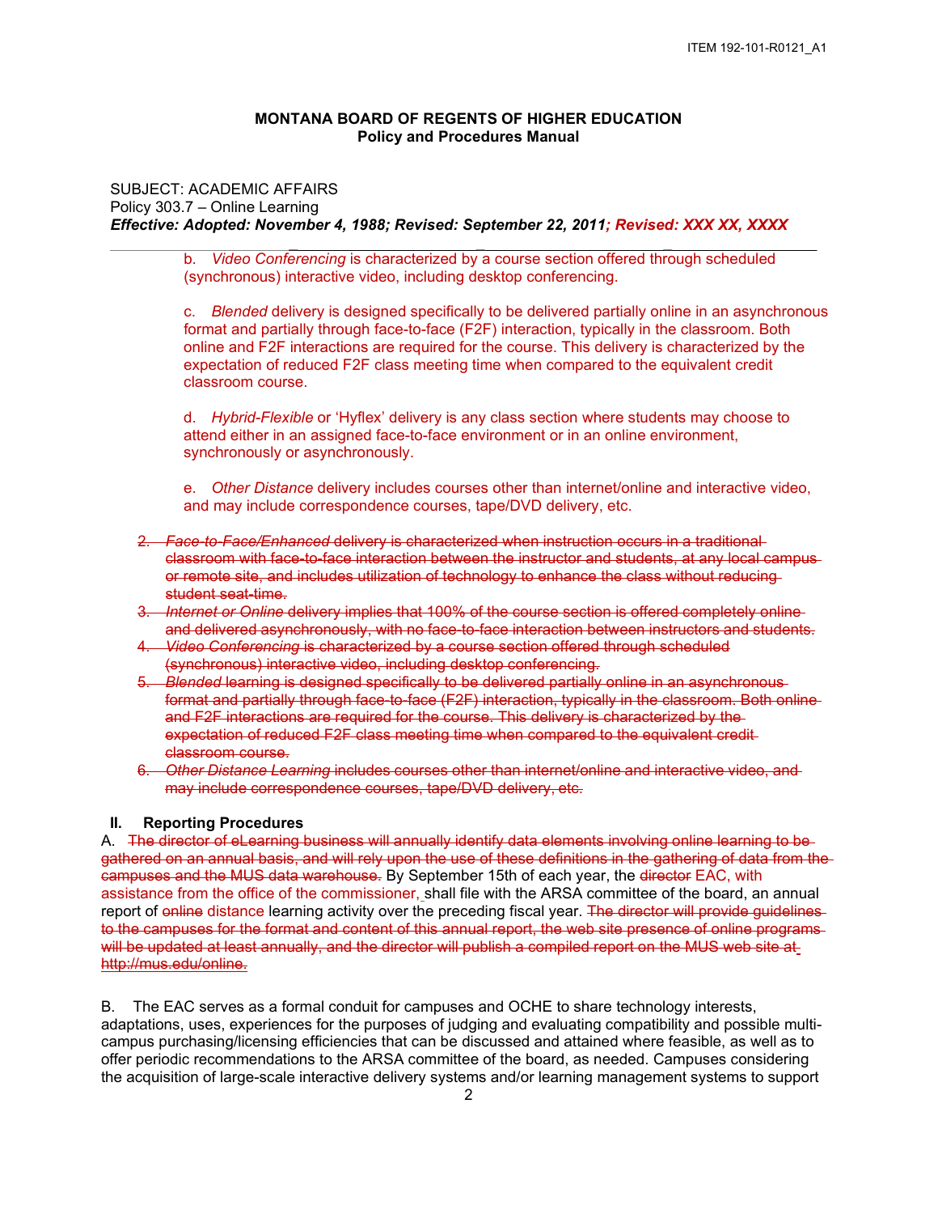**MONTANA BOARD OF REGENTS OF HIGHER EDUCATION**
**Policy and Procedures Manual**

SUBJECT: ACADEMIC AFFAIRS
Policy 303.7 – Online Learning
***Effective: Adopted: November 4, 1988; Revised: September 22, 2011; Revised: XXX XX, XXXX***

---

b. *Video Conferencing* is characterized by a course section offered through scheduled (synchronous) interactive video, including desktop conferencing.

c. *Blended* delivery is designed specifically to be delivered partially online in an asynchronous format and partially through face-to-face (F2F) interaction, typically in the classroom. Both online and F2F interactions are required for the course. This delivery is characterized by the expectation of reduced F2F class meeting time when compared to the equivalent credit classroom course.

d. *Hybrid-Flexible* or 'Hyflex' delivery is any class section where students may choose to attend either in an assigned face-to-face environment or in an online environment, synchronously or asynchronously.

e. *Other Distance* delivery includes courses other than internet/online and interactive video, and may include correspondence courses, tape/DVD delivery, etc.

2. ~~*Face-to-Face/Enhanced* delivery is characterized when instruction occurs in a traditional classroom with face-to-face interaction between the instructor and students, at any local campus or remote site, and includes utilization of technology to enhance the class without reducing student seat-time.~~
3. ~~*Internet or Online* delivery implies that 100% of the course section is offered completely online and delivered asynchronously, with no face-to-face interaction between instructors and students.~~
4. ~~*Video Conferencing* is characterized by a course section offered through scheduled (synchronous) interactive video, including desktop conferencing.~~
5. ~~*Blended* learning is designed specifically to be delivered partially online in an asynchronous format and partially through face-to-face (F2F) interaction, typically in the classroom. Both online and F2F interactions are required for the course. This delivery is characterized by the expectation of reduced F2F class meeting time when compared to the equivalent credit classroom course.~~
6. ~~*Other Distance Learning* includes courses other than internet/online and interactive video, and may include correspondence courses, tape/DVD delivery, etc.~~

## II. Reporting Procedures

A. ~~The director of eLearning business will annually identify data elements involving online learning to be gathered on an annual basis, and will rely upon the use of these definitions in the gathering of data from the campuses and the MUS data warehouse.~~ By September 15th of each year, the ~~director~~ EAC, with assistance from the office of the commissioner, shall file with the ARSA committee of the board, an annual report of ~~online~~ distance learning activity over the preceding fiscal year. ~~The director will provide guidelines to the campuses for the format and content of this annual report, the web site presence of online programs will be updated at least annually, and the director will publish a compiled report on the MUS web site at http://mus.edu/online.~~

B. The EAC serves as a formal conduit for campuses and OCHE to share technology interests, adaptations, uses, experiences for the purposes of judging and evaluating compatibility and possible multi-campus purchasing/licensing efficiencies that can be discussed and attained where feasible, as well as to offer periodic recommendations to the ARSA committee of the board, as needed. Campuses considering the acquisition of large-scale interactive delivery systems and/or learning management systems to support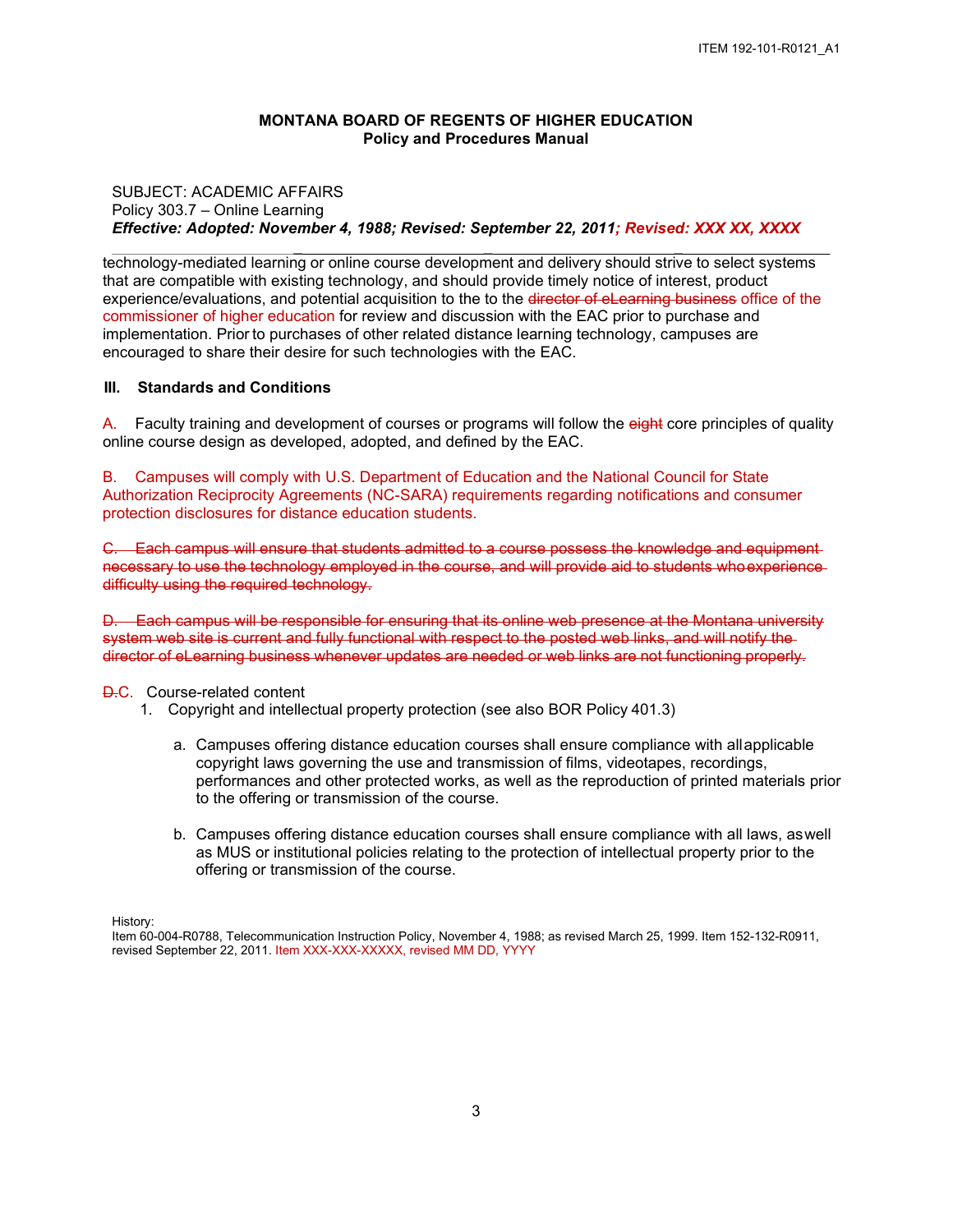**MONTANA BOARD OF REGENTS OF HIGHER EDUCATION**
**Policy and Procedures Manual**

SUBJECT: ACADEMIC AFFAIRS
Policy 303.7 – Online Learning
***Effective: Adopted: November 4, 1988; Revised: September 22, 2011; Revised: XXX XX, XXXX***

---

technology-mediated learning or online course development and delivery should strive to select systems that are compatible with existing technology, and should provide timely notice of interest, product experience/evaluations, and potential acquisition to the to the ~~director of eLearning business~~ office of the commissioner of higher education for review and discussion with the EAC prior to purchase and implementation. Prior to purchases of other related distance learning technology, campuses are encouraged to share their desire for such technologies with the EAC.

### III. Standards and Conditions

A. Faculty training and development of courses or programs will follow the ~~eight~~ core principles of quality online course design as developed, adopted, and defined by the EAC.

B. Campuses will comply with U.S. Department of Education and the National Council for State Authorization Reciprocity Agreements (NC-SARA) requirements regarding notifications and consumer protection disclosures for distance education students.

~~C. Each campus will ensure that students admitted to a course possess the knowledge and equipment necessary to use the technology employed in the course, and will provide aid to students who experience difficulty using the required technology.~~

~~D. Each campus will be responsible for ensuring that its online web presence at the Montana university system web site is current and fully functional with respect to the posted web links, and will notify the director of eLearning business whenever updates are needed or web links are not functioning properly.~~

~~D.~~C. Course-related content

1. Copyright and intellectual property protection (see also BOR Policy 401.3)

    a. Campuses offering distance education courses shall ensure compliance with all applicable copyright laws governing the use and transmission of films, videotapes, recordings, performances and other protected works, as well as the reproduction of printed materials prior to the offering or transmission of the course.

    b. Campuses offering distance education courses shall ensure compliance with all laws, as well as MUS or institutional policies relating to the protection of intellectual property prior to the offering or transmission of the course.

History:
Item 60-004-R0788, Telecommunication Instruction Policy, November 4, 1988; as revised March 25, 1999. Item 152-132-R0911, revised September 22, 2011. Item XXX-XXX-XXXXX, revised MM DD, YYYY